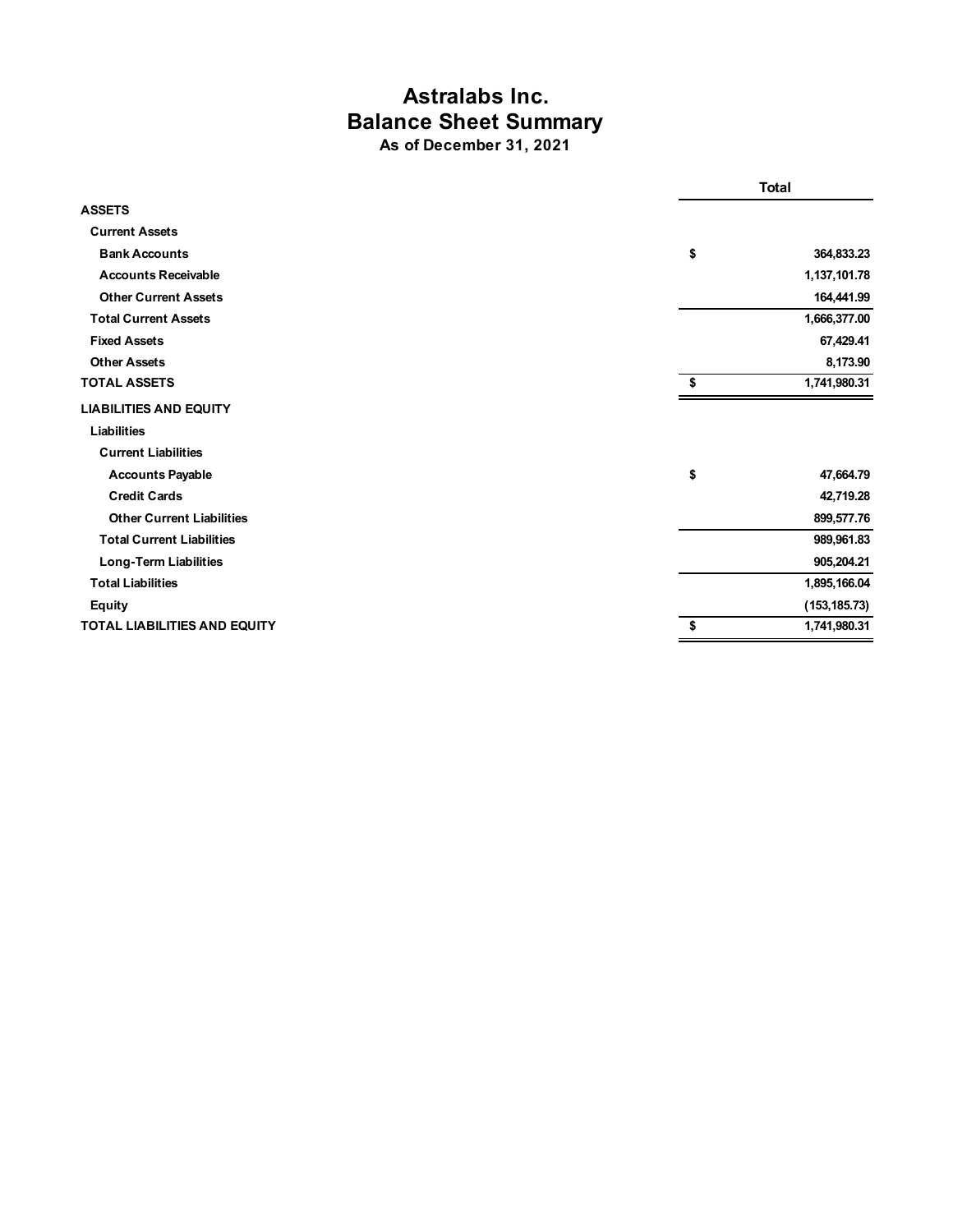# Astralabs Inc.
## Balance Sheet Summary
### As of December 31, 2021

| | Total |
|---|---|
| **ASSETS** | |
| **Current Assets** | |
| **Bank Accounts** | $ 364,833.23 |
| **Accounts Receivable** | 1,137,101.78 |
| **Other Current Assets** | 164,441.99 |
| **Total Current Assets** | 1,666,377.00 |
| **Fixed Assets** | 67,429.41 |
| **Other Assets** | 8,173.90 |
| **TOTAL ASSETS** | $ 1,741,980.31 |
| **LIABILITIES AND EQUITY** | |
| **Liabilities** | |
| **Current Liabilities** | |
| **Accounts Payable** | $ 47,664.79 |
| **Credit Cards** | 42,719.28 |
| **Other Current Liabilities** | 899,577.76 |
| **Total Current Liabilities** | 989,961.83 |
| **Long-Term Liabilities** | 905,204.21 |
| **Total Liabilities** | 1,895,166.04 |
| **Equity** | (153,185.73) |
| **TOTAL LIABILITIES AND EQUITY** | $ 1,741,980.31 |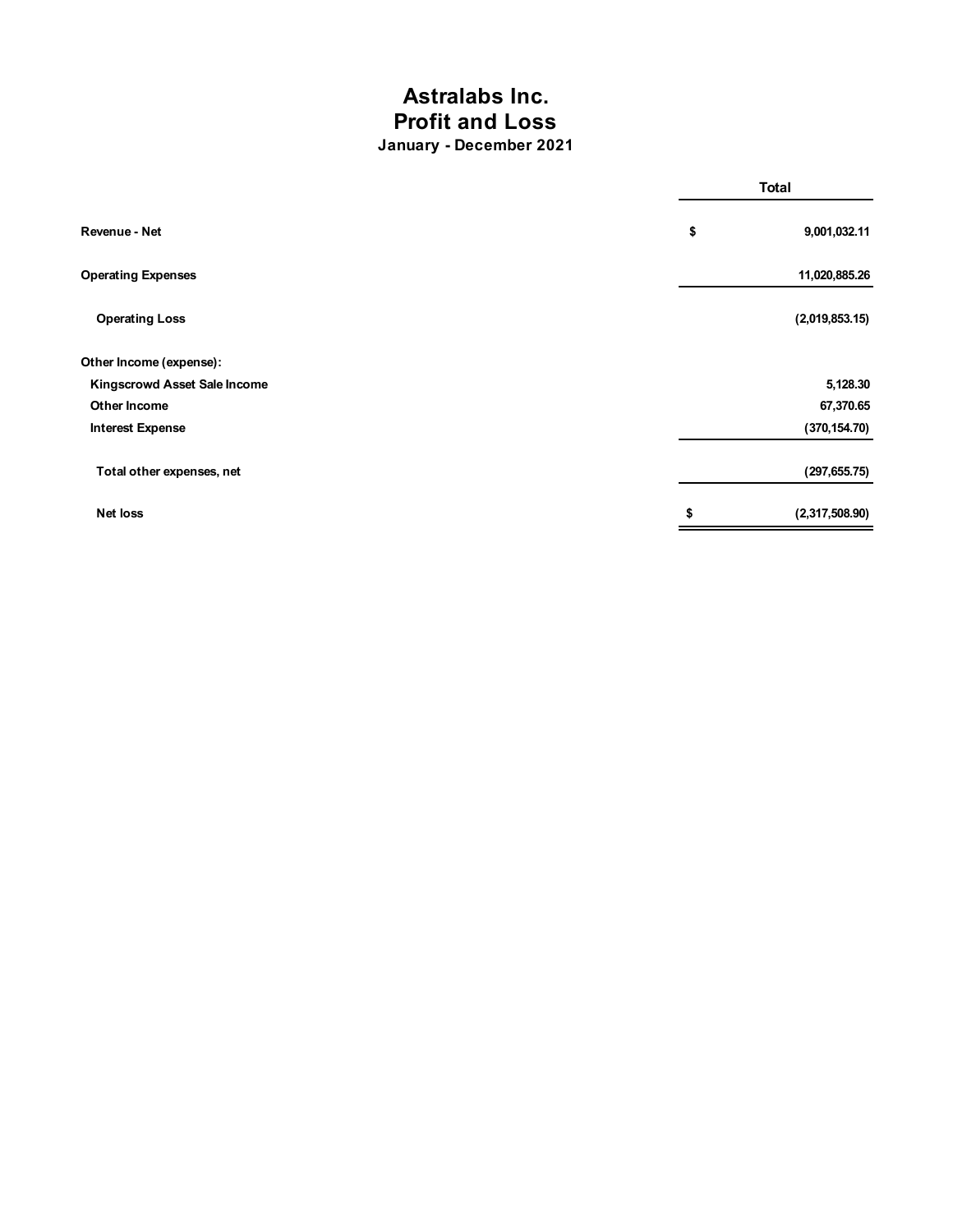# Astralabs Inc.
## Profit and Loss
### January - December 2021

| | Total |
|---|---|
| **Revenue - Net** | $ 9,001,032.11 |
| **Operating Expenses** | 11,020,885.26 |
| **Operating Loss** | (2,019,853.15) |
| **Other Income (expense):** | |
| Kingscrowd Asset Sale Income | 5,128.30 |
| Other Income | 67,370.65 |
| Interest Expense | (370,154.70) |
| **Total other expenses, net** | (297,655.75) |
| **Net loss** | $ (2,317,508.90) |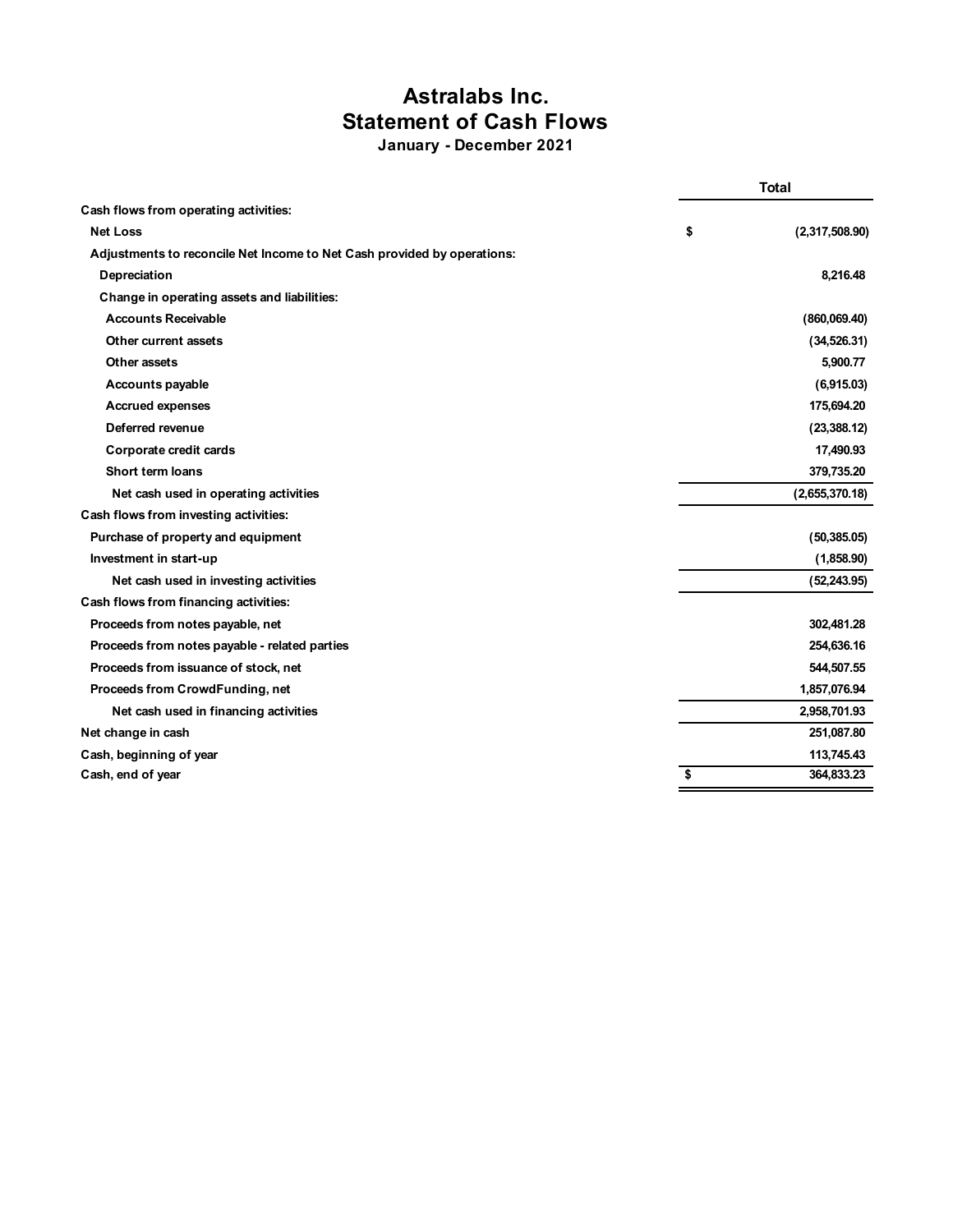# Astralabs Inc.
## Statement of Cash Flows
### January - December 2021

| | Total |
|---|---|
| **Cash flows from operating activities:** | |
| Net Loss | $ (2,317,508.90) |
| Adjustments to reconcile Net Income to Net Cash provided by operations: | |
| Depreciation | 8,216.48 |
| Change in operating assets and liabilities: | |
| Accounts Receivable | (860,069.40) |
| Other current assets | (34,526.31) |
| Other assets | 5,900.77 |
| Accounts payable | (6,915.03) |
| Accrued expenses | 175,694.20 |
| Deferred revenue | (23,388.12) |
| Corporate credit cards | 17,490.93 |
| Short term loans | 379,735.20 |
| Net cash used in operating activities | (2,655,370.18) |
| **Cash flows from investing activities:** | |
| Purchase of property and equipment | (50,385.05) |
| Investment in start-up | (1,858.90) |
| Net cash used in investing activities | (52,243.95) |
| **Cash flows from financing activities:** | |
| Proceeds from notes payable, net | 302,481.28 |
| Proceeds from notes payable - related parties | 254,636.16 |
| Proceeds from issuance of stock, net | 544,507.55 |
| Proceeds from CrowdFunding, net | 1,857,076.94 |
| Net cash used in financing activities | 2,958,701.93 |
| Net change in cash | 251,087.80 |
| Cash, beginning of year | 113,745.43 |
| Cash, end of year | $ 364,833.23 |